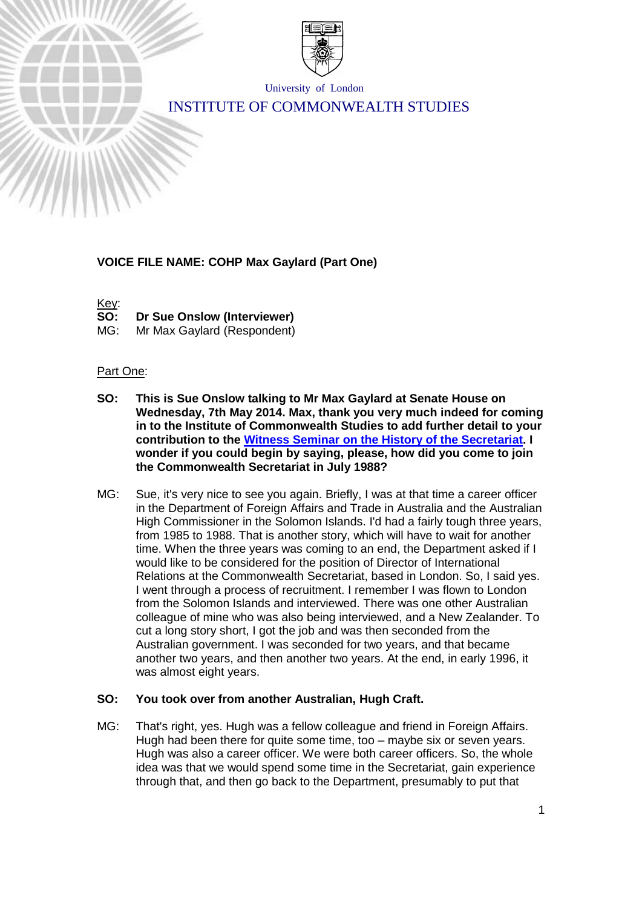University of London

INSTITUTE OF COMMONWEALTH STUDIES

**VOICE FILE NAME: COHP Max Gaylard (Part One)**

Key:
**SO: Dr Sue Onslow (Interviewer)**
MG: Mr Max Gaylard (Respondent)

Part One:

**SO: This is Sue Onslow talking to Mr Max Gaylard at Senate House on Wednesday, 7th May 2014. Max, thank you very much indeed for coming in to the Institute of Commonwealth Studies to add further detail to your contribution to the Witness Seminar on the History of the Secretariat. I wonder if you could begin by saying, please, how did you come to join the Commonwealth Secretariat in July 1988?**

MG: Sue, it's very nice to see you again. Briefly, I was at that time a career officer in the Department of Foreign Affairs and Trade in Australia and the Australian High Commissioner in the Solomon Islands. I'd had a fairly tough three years, from 1985 to 1988. That is another story, which will have to wait for another time. When the three years was coming to an end, the Department asked if I would like to be considered for the position of Director of International Relations at the Commonwealth Secretariat, based in London. So, I said yes. I went through a process of recruitment. I remember I was flown to London from the Solomon Islands and interviewed. There was one other Australian colleague of mine who was also being interviewed, and a New Zealander. To cut a long story short, I got the job and was then seconded from the Australian government. I was seconded for two years, and that became another two years, and then another two years. At the end, in early 1996, it was almost eight years.

**SO: You took over from another Australian, Hugh Craft.**

MG: That's right, yes. Hugh was a fellow colleague and friend in Foreign Affairs. Hugh had been there for quite some time, too – maybe six or seven years. Hugh was also a career officer. We were both career officers. So, the whole idea was that we would spend some time in the Secretariat, gain experience through that, and then go back to the Department, presumably to put that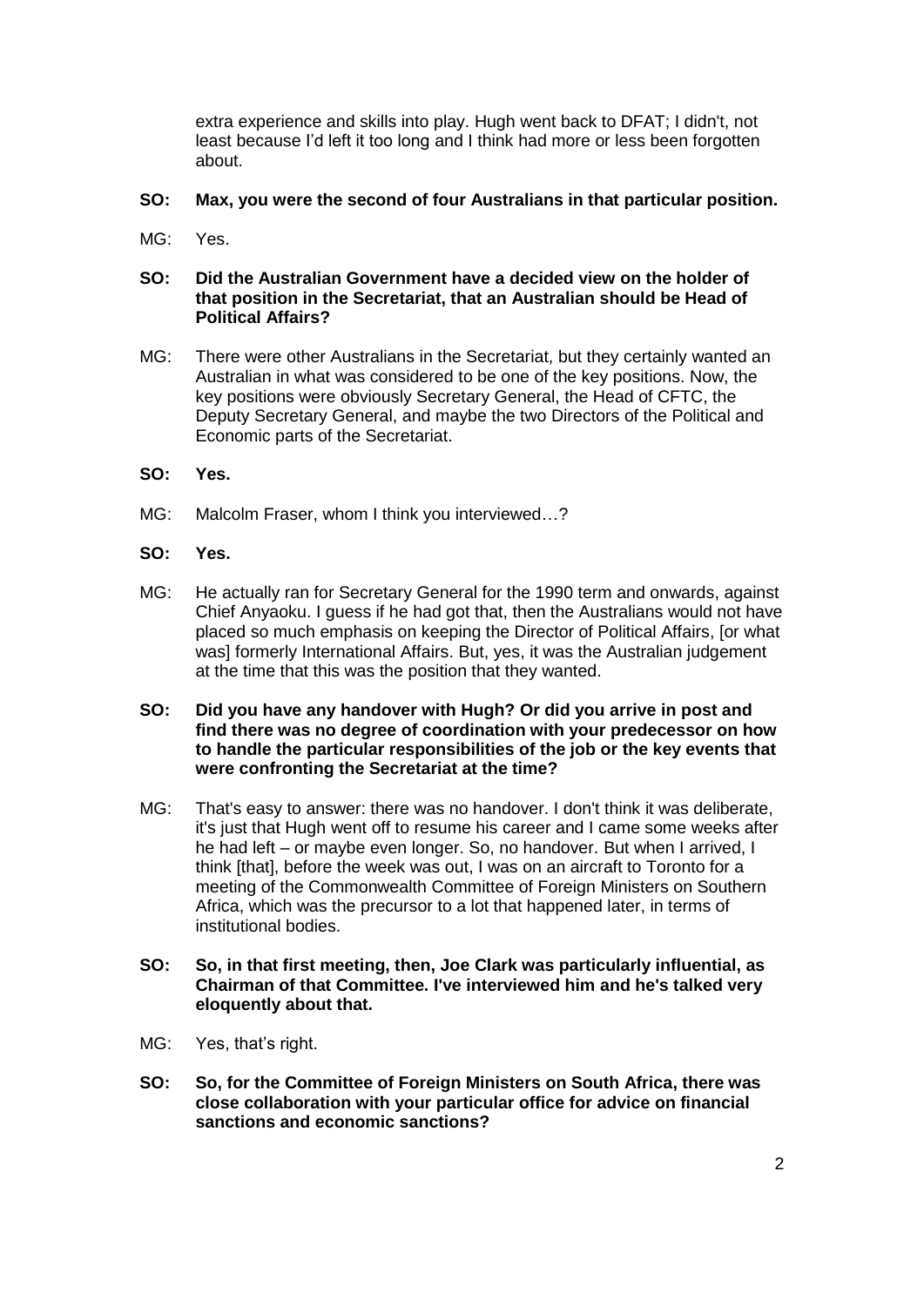extra experience and skills into play. Hugh went back to DFAT; I didn't, not least because I'd left it too long and I think had more or less been forgotten about.

**SO: Max, you were the second of four Australians in that particular position.**

MG: Yes.

**SO: Did the Australian Government have a decided view on the holder of that position in the Secretariat, that an Australian should be Head of Political Affairs?**

MG: There were other Australians in the Secretariat, but they certainly wanted an Australian in what was considered to be one of the key positions. Now, the key positions were obviously Secretary General, the Head of CFTC, the Deputy Secretary General, and maybe the two Directors of the Political and Economic parts of the Secretariat.

**SO: Yes.**

MG: Malcolm Fraser, whom I think you interviewed…?

**SO: Yes.**

MG: He actually ran for Secretary General for the 1990 term and onwards, against Chief Anyaoku. I guess if he had got that, then the Australians would not have placed so much emphasis on keeping the Director of Political Affairs, [or what was] formerly International Affairs. But, yes, it was the Australian judgement at the time that this was the position that they wanted.

**SO: Did you have any handover with Hugh? Or did you arrive in post and find there was no degree of coordination with your predecessor on how to handle the particular responsibilities of the job or the key events that were confronting the Secretariat at the time?**

MG: That's easy to answer: there was no handover. I don't think it was deliberate, it's just that Hugh went off to resume his career and I came some weeks after he had left – or maybe even longer. So, no handover. But when I arrived, I think [that], before the week was out, I was on an aircraft to Toronto for a meeting of the Commonwealth Committee of Foreign Ministers on Southern Africa, which was the precursor to a lot that happened later, in terms of institutional bodies.

**SO: So, in that first meeting, then, Joe Clark was particularly influential, as Chairman of that Committee. I've interviewed him and he's talked very eloquently about that.**

MG: Yes, that's right.

**SO: So, for the Committee of Foreign Ministers on South Africa, there was close collaboration with your particular office for advice on financial sanctions and economic sanctions?**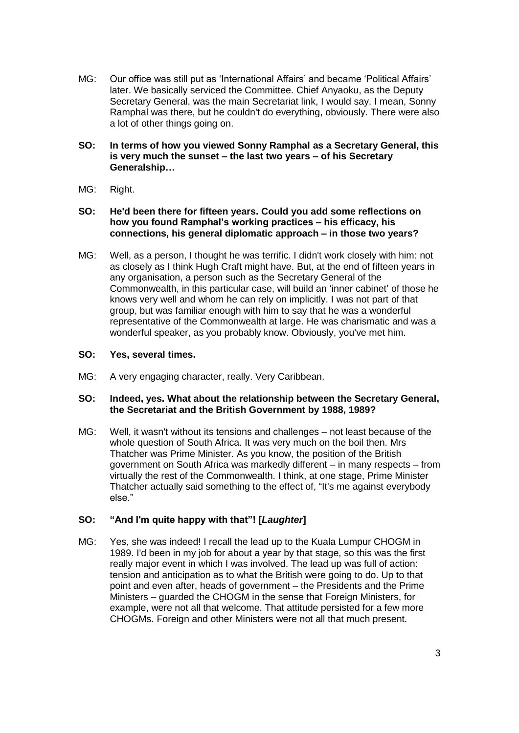MG: Our office was still put as 'International Affairs' and became 'Political Affairs' later. We basically serviced the Committee. Chief Anyaoku, as the Deputy Secretary General, was the main Secretariat link, I would say. I mean, Sonny Ramphal was there, but he couldn't do everything, obviously. There were also a lot of other things going on.

**SO: In terms of how you viewed Sonny Ramphal as a Secretary General, this is very much the sunset – the last two years – of his Secretary Generalship…**

MG: Right.

**SO: He'd been there for fifteen years. Could you add some reflections on how you found Ramphal's working practices – his efficacy, his connections, his general diplomatic approach – in those two years?**

MG: Well, as a person, I thought he was terrific. I didn't work closely with him: not as closely as I think Hugh Craft might have. But, at the end of fifteen years in any organisation, a person such as the Secretary General of the Commonwealth, in this particular case, will build an 'inner cabinet' of those he knows very well and whom he can rely on implicitly. I was not part of that group, but was familiar enough with him to say that he was a wonderful representative of the Commonwealth at large. He was charismatic and was a wonderful speaker, as you probably know. Obviously, you've met him.

**SO: Yes, several times.**

MG: A very engaging character, really. Very Caribbean.

**SO: Indeed, yes. What about the relationship between the Secretary General, the Secretariat and the British Government by 1988, 1989?**

MG: Well, it wasn't without its tensions and challenges – not least because of the whole question of South Africa. It was very much on the boil then. Mrs Thatcher was Prime Minister. As you know, the position of the British government on South Africa was markedly different – in many respects – from virtually the rest of the Commonwealth. I think, at one stage, Prime Minister Thatcher actually said something to the effect of, "It's me against everybody else."

**SO: "And I'm quite happy with that"! [*Laughter*]**

MG: Yes, she was indeed! I recall the lead up to the Kuala Lumpur CHOGM in 1989. I'd been in my job for about a year by that stage, so this was the first really major event in which I was involved. The lead up was full of action: tension and anticipation as to what the British were going to do. Up to that point and even after, heads of government – the Presidents and the Prime Ministers – guarded the CHOGM in the sense that Foreign Ministers, for example, were not all that welcome. That attitude persisted for a few more CHOGMs. Foreign and other Ministers were not all that much present.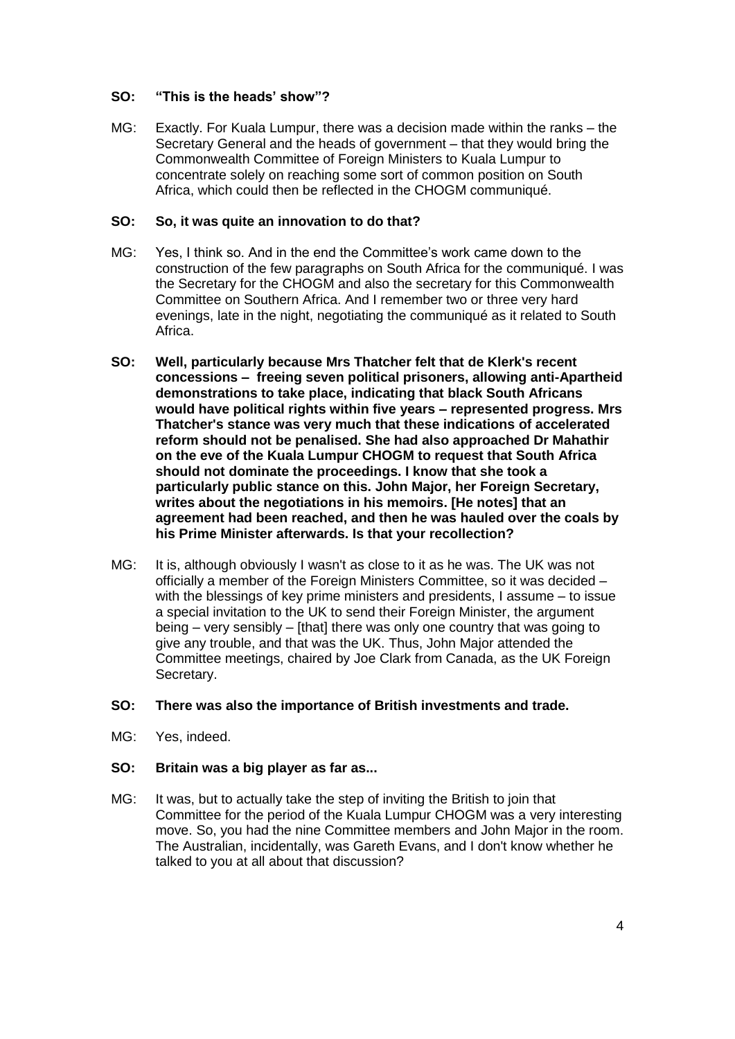**SO: "This is the heads' show"?**

MG: Exactly. For Kuala Lumpur, there was a decision made within the ranks – the Secretary General and the heads of government – that they would bring the Commonwealth Committee of Foreign Ministers to Kuala Lumpur to concentrate solely on reaching some sort of common position on South Africa, which could then be reflected in the CHOGM communiqué.

**SO: So, it was quite an innovation to do that?**

MG: Yes, I think so. And in the end the Committee's work came down to the construction of the few paragraphs on South Africa for the communiqué. I was the Secretary for the CHOGM and also the secretary for this Commonwealth Committee on Southern Africa. And I remember two or three very hard evenings, late in the night, negotiating the communiqué as it related to South Africa.

**SO: Well, particularly because Mrs Thatcher felt that de Klerk's recent concessions – freeing seven political prisoners, allowing anti-Apartheid demonstrations to take place, indicating that black South Africans would have political rights within five years – represented progress. Mrs Thatcher's stance was very much that these indications of accelerated reform should not be penalised. She had also approached Dr Mahathir on the eve of the Kuala Lumpur CHOGM to request that South Africa should not dominate the proceedings. I know that she took a particularly public stance on this. John Major, her Foreign Secretary, writes about the negotiations in his memoirs. [He notes] that an agreement had been reached, and then he was hauled over the coals by his Prime Minister afterwards. Is that your recollection?**

MG: It is, although obviously I wasn't as close to it as he was. The UK was not officially a member of the Foreign Ministers Committee, so it was decided – with the blessings of key prime ministers and presidents, I assume – to issue a special invitation to the UK to send their Foreign Minister, the argument being – very sensibly – [that] there was only one country that was going to give any trouble, and that was the UK. Thus, John Major attended the Committee meetings, chaired by Joe Clark from Canada, as the UK Foreign Secretary.

**SO: There was also the importance of British investments and trade.**

MG: Yes, indeed.

**SO: Britain was a big player as far as...**

MG: It was, but to actually take the step of inviting the British to join that Committee for the period of the Kuala Lumpur CHOGM was a very interesting move. So, you had the nine Committee members and John Major in the room. The Australian, incidentally, was Gareth Evans, and I don't know whether he talked to you at all about that discussion?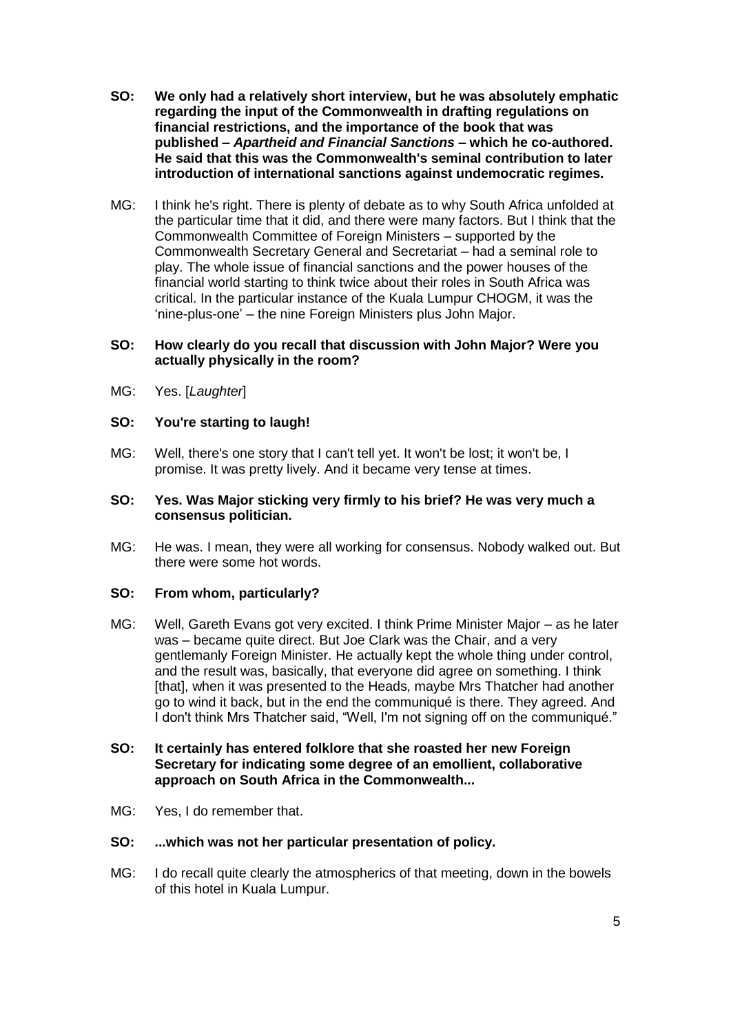**SO: We only had a relatively short interview, but he was absolutely emphatic regarding the input of the Commonwealth in drafting regulations on financial restrictions, and the importance of the book that was published – *Apartheid and Financial Sanctions* – which he co-authored. He said that this was the Commonwealth's seminal contribution to later introduction of international sanctions against undemocratic regimes.**

MG: I think he's right. There is plenty of debate as to why South Africa unfolded at the particular time that it did, and there were many factors. But I think that the Commonwealth Committee of Foreign Ministers – supported by the Commonwealth Secretary General and Secretariat – had a seminal role to play. The whole issue of financial sanctions and the power houses of the financial world starting to think twice about their roles in South Africa was critical. In the particular instance of the Kuala Lumpur CHOGM, it was the 'nine-plus-one' – the nine Foreign Ministers plus John Major.

**SO: How clearly do you recall that discussion with John Major? Were you actually physically in the room?**

MG: Yes. [*Laughter*]

**SO: You're starting to laugh!**

MG: Well, there's one story that I can't tell yet. It won't be lost; it won't be, I promise. It was pretty lively. And it became very tense at times.

**SO: Yes. Was Major sticking very firmly to his brief? He was very much a consensus politician.**

MG: He was. I mean, they were all working for consensus. Nobody walked out. But there were some hot words.

**SO: From whom, particularly?**

MG: Well, Gareth Evans got very excited. I think Prime Minister Major – as he later was – became quite direct. But Joe Clark was the Chair, and a very gentlemanly Foreign Minister. He actually kept the whole thing under control, and the result was, basically, that everyone did agree on something. I think [that], when it was presented to the Heads, maybe Mrs Thatcher had another go to wind it back, but in the end the communiqué is there. They agreed. And I don't think Mrs Thatcher said, "Well, I'm not signing off on the communiqué."

**SO: It certainly has entered folklore that she roasted her new Foreign Secretary for indicating some degree of an emollient, collaborative approach on South Africa in the Commonwealth...**

MG: Yes, I do remember that.

**SO: ...which was not her particular presentation of policy.**

MG: I do recall quite clearly the atmospherics of that meeting, down in the bowels of this hotel in Kuala Lumpur.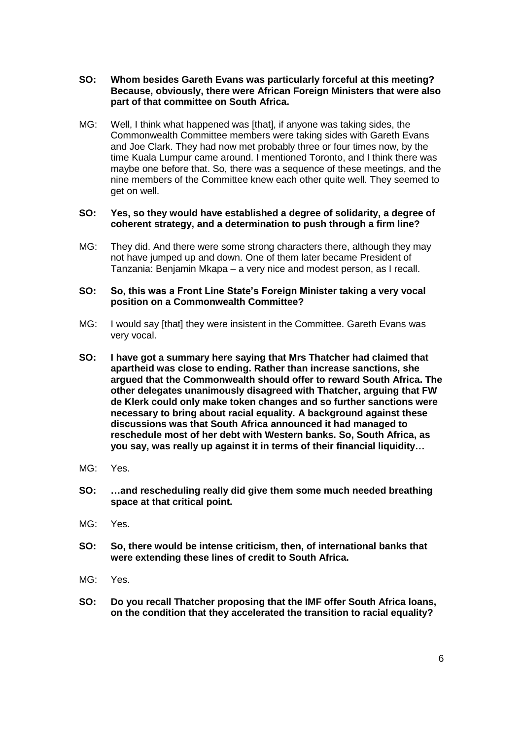**SO: Whom besides Gareth Evans was particularly forceful at this meeting? Because, obviously, there were African Foreign Ministers that were also part of that committee on South Africa.**

MG: Well, I think what happened was [that], if anyone was taking sides, the Commonwealth Committee members were taking sides with Gareth Evans and Joe Clark. They had now met probably three or four times now, by the time Kuala Lumpur came around. I mentioned Toronto, and I think there was maybe one before that. So, there was a sequence of these meetings, and the nine members of the Committee knew each other quite well. They seemed to get on well.

**SO: Yes, so they would have established a degree of solidarity, a degree of coherent strategy, and a determination to push through a firm line?**

MG: They did. And there were some strong characters there, although they may not have jumped up and down. One of them later became President of Tanzania: Benjamin Mkapa – a very nice and modest person, as I recall.

**SO: So, this was a Front Line State's Foreign Minister taking a very vocal position on a Commonwealth Committee?**

MG: I would say [that] they were insistent in the Committee. Gareth Evans was very vocal.

**SO: I have got a summary here saying that Mrs Thatcher had claimed that apartheid was close to ending. Rather than increase sanctions, she argued that the Commonwealth should offer to reward South Africa. The other delegates unanimously disagreed with Thatcher, arguing that FW de Klerk could only make token changes and so further sanctions were necessary to bring about racial equality. A background against these discussions was that South Africa announced it had managed to reschedule most of her debt with Western banks. So, South Africa, as you say, was really up against it in terms of their financial liquidity…**

MG: Yes.

**SO: …and rescheduling really did give them some much needed breathing space at that critical point.**

MG: Yes.

**SO: So, there would be intense criticism, then, of international banks that were extending these lines of credit to South Africa.**

MG: Yes.

**SO: Do you recall Thatcher proposing that the IMF offer South Africa loans, on the condition that they accelerated the transition to racial equality?**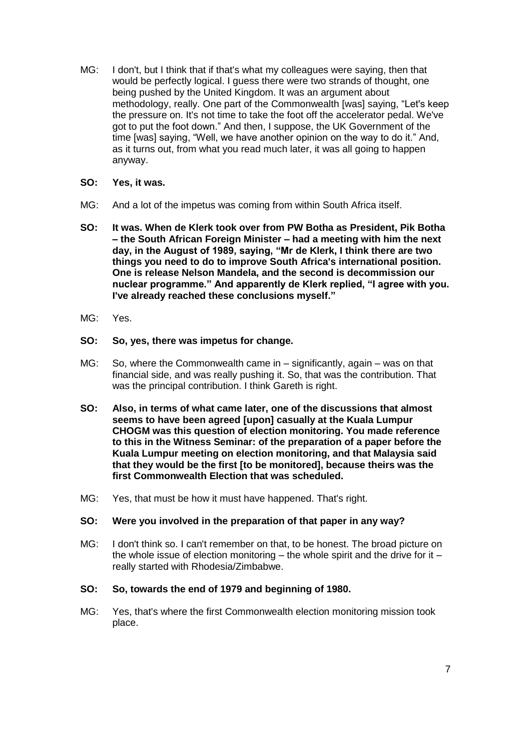MG: I don't, but I think that if that's what my colleagues were saying, then that would be perfectly logical. I guess there were two strands of thought, one being pushed by the United Kingdom. It was an argument about methodology, really. One part of the Commonwealth [was] saying, "Let's keep the pressure on. It's not time to take the foot off the accelerator pedal. We've got to put the foot down." And then, I suppose, the UK Government of the time [was] saying, "Well, we have another opinion on the way to do it." And, as it turns out, from what you read much later, it was all going to happen anyway.

**SO: Yes, it was.**

MG: And a lot of the impetus was coming from within South Africa itself.

**SO: It was. When de Klerk took over from PW Botha as President, Pik Botha – the South African Foreign Minister – had a meeting with him the next day, in the August of 1989, saying, "Mr de Klerk, I think there are two things you need to do to improve South Africa's international position. One is release Nelson Mandela, and the second is decommission our nuclear programme." And apparently de Klerk replied, "I agree with you. I've already reached these conclusions myself."**

MG: Yes.

**SO: So, yes, there was impetus for change.**

MG: So, where the Commonwealth came in – significantly, again – was on that financial side, and was really pushing it. So, that was the contribution. That was the principal contribution. I think Gareth is right.

**SO: Also, in terms of what came later, one of the discussions that almost seems to have been agreed [upon] casually at the Kuala Lumpur CHOGM was this question of election monitoring. You made reference to this in the Witness Seminar: of the preparation of a paper before the Kuala Lumpur meeting on election monitoring, and that Malaysia said that they would be the first [to be monitored], because theirs was the first Commonwealth Election that was scheduled.**

MG: Yes, that must be how it must have happened. That's right.

**SO: Were you involved in the preparation of that paper in any way?**

MG: I don't think so. I can't remember on that, to be honest. The broad picture on the whole issue of election monitoring – the whole spirit and the drive for it – really started with Rhodesia/Zimbabwe.

**SO: So, towards the end of 1979 and beginning of 1980.**

MG: Yes, that's where the first Commonwealth election monitoring mission took place.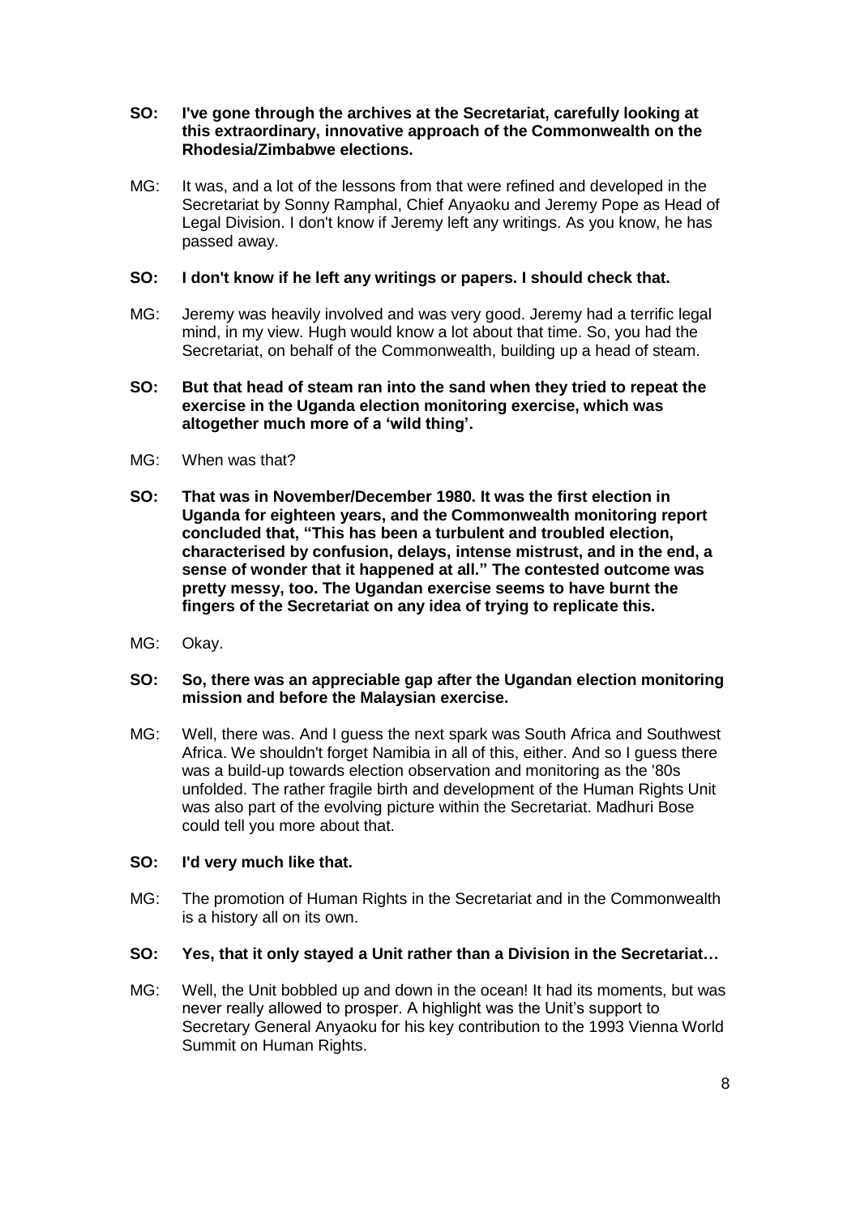**SO: I've gone through the archives at the Secretariat, carefully looking at this extraordinary, innovative approach of the Commonwealth on the Rhodesia/Zimbabwe elections.**

MG: It was, and a lot of the lessons from that were refined and developed in the Secretariat by Sonny Ramphal, Chief Anyaoku and Jeremy Pope as Head of Legal Division. I don't know if Jeremy left any writings. As you know, he has passed away.

**SO: I don't know if he left any writings or papers. I should check that.**

MG: Jeremy was heavily involved and was very good. Jeremy had a terrific legal mind, in my view. Hugh would know a lot about that time. So, you had the Secretariat, on behalf of the Commonwealth, building up a head of steam.

**SO: But that head of steam ran into the sand when they tried to repeat the exercise in the Uganda election monitoring exercise, which was altogether much more of a 'wild thing'.**

MG: When was that?

**SO: That was in November/December 1980. It was the first election in Uganda for eighteen years, and the Commonwealth monitoring report concluded that, "This has been a turbulent and troubled election, characterised by confusion, delays, intense mistrust, and in the end, a sense of wonder that it happened at all." The contested outcome was pretty messy, too. The Ugandan exercise seems to have burnt the fingers of the Secretariat on any idea of trying to replicate this.**

MG: Okay.

**SO: So, there was an appreciable gap after the Ugandan election monitoring mission and before the Malaysian exercise.**

MG: Well, there was. And I guess the next spark was South Africa and Southwest Africa. We shouldn't forget Namibia in all of this, either. And so I guess there was a build-up towards election observation and monitoring as the '80s unfolded. The rather fragile birth and development of the Human Rights Unit was also part of the evolving picture within the Secretariat. Madhuri Bose could tell you more about that.

**SO: I'd very much like that.**

MG: The promotion of Human Rights in the Secretariat and in the Commonwealth is a history all on its own.

**SO: Yes, that it only stayed a Unit rather than a Division in the Secretariat…**

MG: Well, the Unit bobbled up and down in the ocean! It had its moments, but was never really allowed to prosper. A highlight was the Unit's support to Secretary General Anyaoku for his key contribution to the 1993 Vienna World Summit on Human Rights.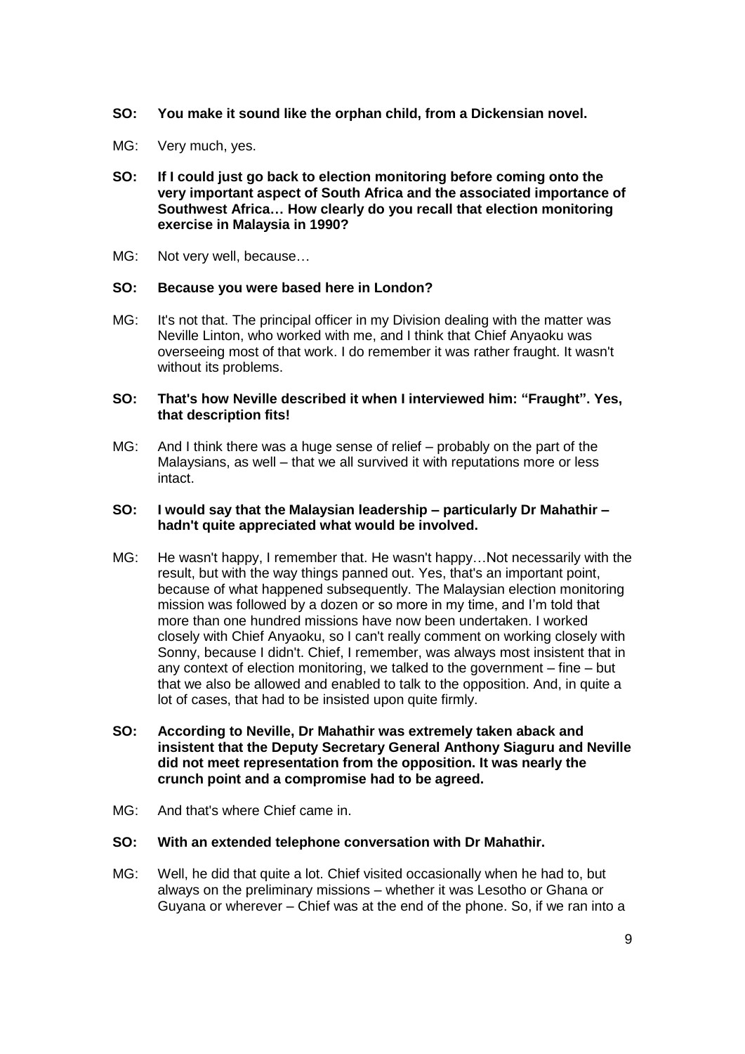**SO: You make it sound like the orphan child, from a Dickensian novel.**

MG: Very much, yes.

**SO: If I could just go back to election monitoring before coming onto the very important aspect of South Africa and the associated importance of Southwest Africa… How clearly do you recall that election monitoring exercise in Malaysia in 1990?**

MG: Not very well, because…

**SO: Because you were based here in London?**

MG: It's not that. The principal officer in my Division dealing with the matter was Neville Linton, who worked with me, and I think that Chief Anyaoku was overseeing most of that work. I do remember it was rather fraught. It wasn't without its problems.

**SO: That's how Neville described it when I interviewed him: "Fraught". Yes, that description fits!**

MG: And I think there was a huge sense of relief – probably on the part of the Malaysians, as well – that we all survived it with reputations more or less intact.

**SO: I would say that the Malaysian leadership – particularly Dr Mahathir – hadn't quite appreciated what would be involved.**

MG: He wasn't happy, I remember that. He wasn't happy…Not necessarily with the result, but with the way things panned out. Yes, that's an important point, because of what happened subsequently. The Malaysian election monitoring mission was followed by a dozen or so more in my time, and I'm told that more than one hundred missions have now been undertaken. I worked closely with Chief Anyaoku, so I can't really comment on working closely with Sonny, because I didn't. Chief, I remember, was always most insistent that in any context of election monitoring, we talked to the government – fine – but that we also be allowed and enabled to talk to the opposition. And, in quite a lot of cases, that had to be insisted upon quite firmly.

**SO: According to Neville, Dr Mahathir was extremely taken aback and insistent that the Deputy Secretary General Anthony Siaguru and Neville did not meet representation from the opposition. It was nearly the crunch point and a compromise had to be agreed.**

MG: And that's where Chief came in.

**SO: With an extended telephone conversation with Dr Mahathir.**

MG: Well, he did that quite a lot. Chief visited occasionally when he had to, but always on the preliminary missions – whether it was Lesotho or Ghana or Guyana or wherever – Chief was at the end of the phone. So, if we ran into a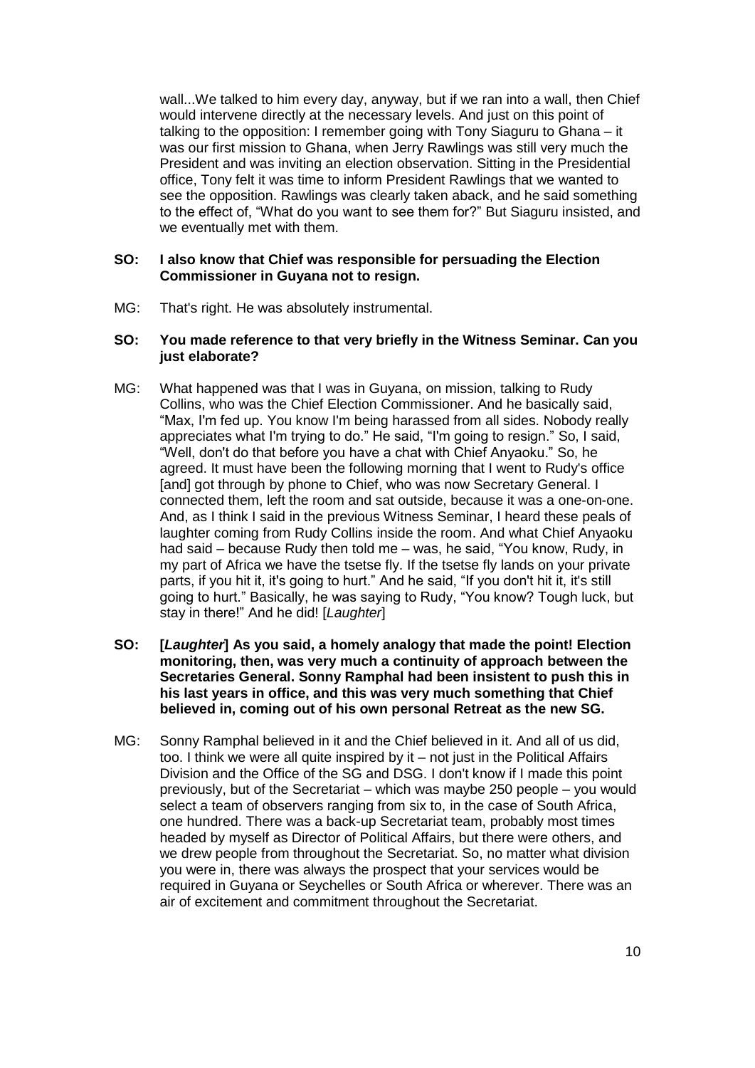wall...We talked to him every day, anyway, but if we ran into a wall, then Chief would intervene directly at the necessary levels. And just on this point of talking to the opposition: I remember going with Tony Siaguru to Ghana – it was our first mission to Ghana, when Jerry Rawlings was still very much the President and was inviting an election observation. Sitting in the Presidential office, Tony felt it was time to inform President Rawlings that we wanted to see the opposition. Rawlings was clearly taken aback, and he said something to the effect of, "What do you want to see them for?" But Siaguru insisted, and we eventually met with them.

**SO: I also know that Chief was responsible for persuading the Election Commissioner in Guyana not to resign.**

MG: That's right. He was absolutely instrumental.

**SO: You made reference to that very briefly in the Witness Seminar. Can you just elaborate?**

MG: What happened was that I was in Guyana, on mission, talking to Rudy Collins, who was the Chief Election Commissioner. And he basically said, "Max, I'm fed up. You know I'm being harassed from all sides. Nobody really appreciates what I'm trying to do." He said, "I'm going to resign." So, I said, "Well, don't do that before you have a chat with Chief Anyaoku." So, he agreed. It must have been the following morning that I went to Rudy's office [and] got through by phone to Chief, who was now Secretary General. I connected them, left the room and sat outside, because it was a one-on-one. And, as I think I said in the previous Witness Seminar, I heard these peals of laughter coming from Rudy Collins inside the room. And what Chief Anyaoku had said – because Rudy then told me – was, he said, "You know, Rudy, in my part of Africa we have the tsetse fly. If the tsetse fly lands on your private parts, if you hit it, it's going to hurt." And he said, "If you don't hit it, it's still going to hurt." Basically, he was saying to Rudy, "You know? Tough luck, but stay in there!" And he did! [*Laughter*]

**SO: [*Laughter*] As you said, a homely analogy that made the point! Election monitoring, then, was very much a continuity of approach between the Secretaries General. Sonny Ramphal had been insistent to push this in his last years in office, and this was very much something that Chief believed in, coming out of his own personal Retreat as the new SG.**

MG: Sonny Ramphal believed in it and the Chief believed in it. And all of us did, too. I think we were all quite inspired by it – not just in the Political Affairs Division and the Office of the SG and DSG. I don't know if I made this point previously, but of the Secretariat – which was maybe 250 people – you would select a team of observers ranging from six to, in the case of South Africa, one hundred. There was a back-up Secretariat team, probably most times headed by myself as Director of Political Affairs, but there were others, and we drew people from throughout the Secretariat. So, no matter what division you were in, there was always the prospect that your services would be required in Guyana or Seychelles or South Africa or wherever. There was an air of excitement and commitment throughout the Secretariat.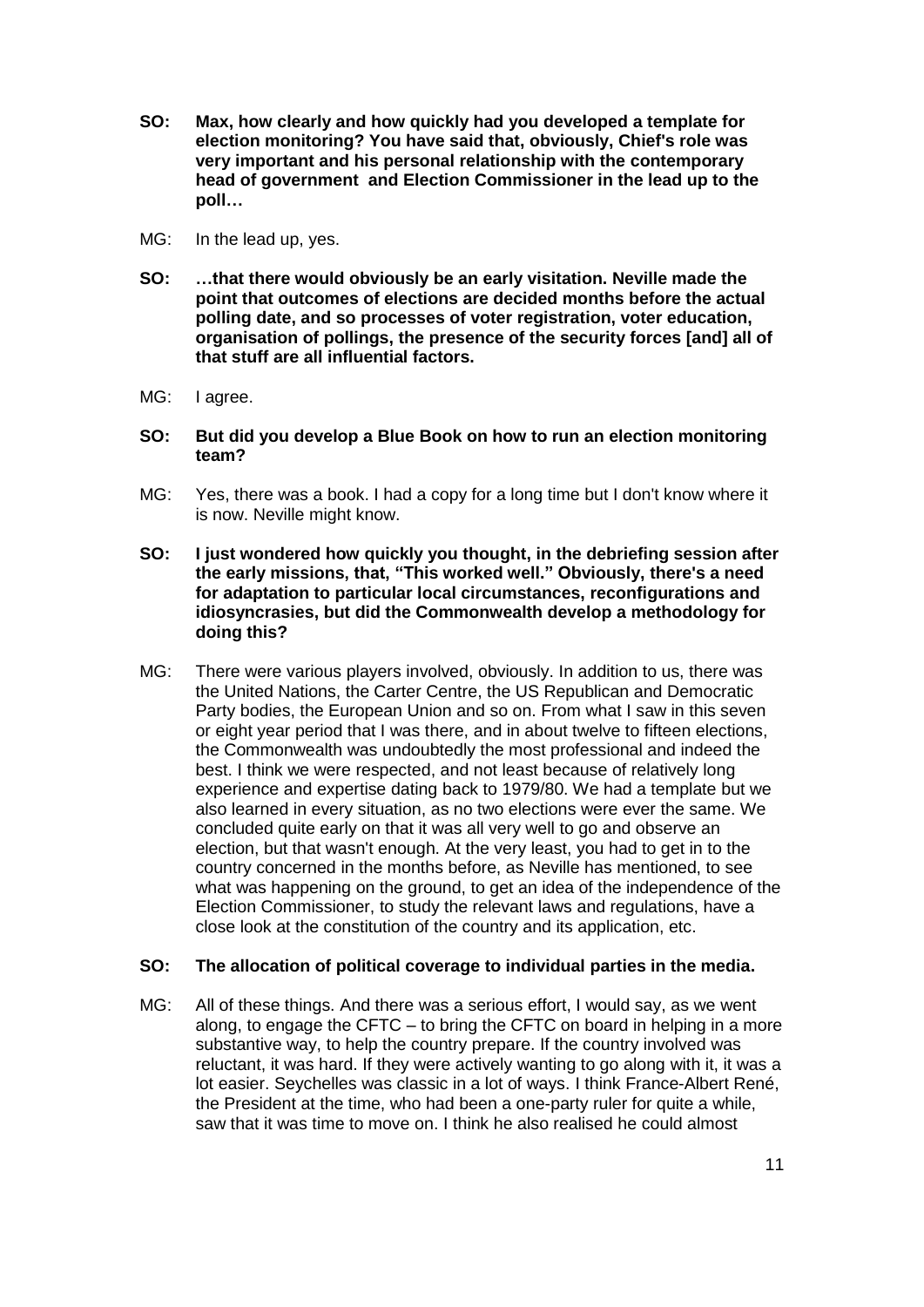**SO: Max, how clearly and how quickly had you developed a template for election monitoring? You have said that, obviously, Chief's role was very important and his personal relationship with the contemporary head of government and Election Commissioner in the lead up to the poll…**

MG: In the lead up, yes.

**SO: …that there would obviously be an early visitation. Neville made the point that outcomes of elections are decided months before the actual polling date, and so processes of voter registration, voter education, organisation of pollings, the presence of the security forces [and] all of that stuff are all influential factors.**

MG: I agree.

**SO: But did you develop a Blue Book on how to run an election monitoring team?**

MG: Yes, there was a book. I had a copy for a long time but I don't know where it is now. Neville might know.

**SO: I just wondered how quickly you thought, in the debriefing session after the early missions, that, "This worked well." Obviously, there's a need for adaptation to particular local circumstances, reconfigurations and idiosyncrasies, but did the Commonwealth develop a methodology for doing this?**

MG: There were various players involved, obviously. In addition to us, there was the United Nations, the Carter Centre, the US Republican and Democratic Party bodies, the European Union and so on. From what I saw in this seven or eight year period that I was there, and in about twelve to fifteen elections, the Commonwealth was undoubtedly the most professional and indeed the best. I think we were respected, and not least because of relatively long experience and expertise dating back to 1979/80. We had a template but we also learned in every situation, as no two elections were ever the same. We concluded quite early on that it was all very well to go and observe an election, but that wasn't enough. At the very least, you had to get in to the country concerned in the months before, as Neville has mentioned, to see what was happening on the ground, to get an idea of the independence of the Election Commissioner, to study the relevant laws and regulations, have a close look at the constitution of the country and its application, etc.

**SO: The allocation of political coverage to individual parties in the media.**

MG: All of these things. And there was a serious effort, I would say, as we went along, to engage the CFTC – to bring the CFTC on board in helping in a more substantive way, to help the country prepare. If the country involved was reluctant, it was hard. If they were actively wanting to go along with it, it was a lot easier. Seychelles was classic in a lot of ways. I think France-Albert René, the President at the time, who had been a one-party ruler for quite a while, saw that it was time to move on. I think he also realised he could almost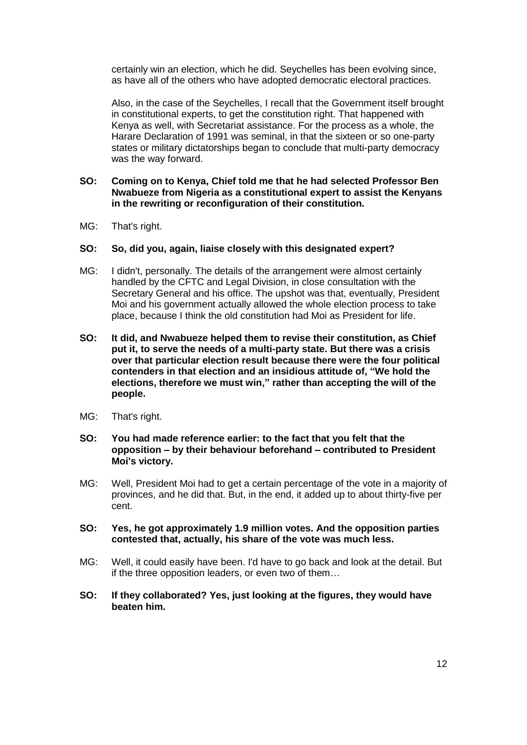certainly win an election, which he did. Seychelles has been evolving since, as have all of the others who have adopted democratic electoral practices.

Also, in the case of the Seychelles, I recall that the Government itself brought in constitutional experts, to get the constitution right. That happened with Kenya as well, with Secretariat assistance. For the process as a whole, the Harare Declaration of 1991 was seminal, in that the sixteen or so one-party states or military dictatorships began to conclude that multi-party democracy was the way forward.

**SO: Coming on to Kenya, Chief told me that he had selected Professor Ben Nwabueze from Nigeria as a constitutional expert to assist the Kenyans in the rewriting or reconfiguration of their constitution.**

MG: That's right.

**SO: So, did you, again, liaise closely with this designated expert?**

MG: I didn't, personally. The details of the arrangement were almost certainly handled by the CFTC and Legal Division, in close consultation with the Secretary General and his office. The upshot was that, eventually, President Moi and his government actually allowed the whole election process to take place, because I think the old constitution had Moi as President for life.

**SO: It did, and Nwabueze helped them to revise their constitution, as Chief put it, to serve the needs of a multi-party state. But there was a crisis over that particular election result because there were the four political contenders in that election and an insidious attitude of, "We hold the elections, therefore we must win," rather than accepting the will of the people.**

MG: That's right.

**SO: You had made reference earlier: to the fact that you felt that the opposition – by their behaviour beforehand – contributed to President Moi's victory.**

MG: Well, President Moi had to get a certain percentage of the vote in a majority of provinces, and he did that. But, in the end, it added up to about thirty-five per cent.

**SO: Yes, he got approximately 1.9 million votes. And the opposition parties contested that, actually, his share of the vote was much less.**

MG: Well, it could easily have been. I'd have to go back and look at the detail. But if the three opposition leaders, or even two of them…

**SO: If they collaborated? Yes, just looking at the figures, they would have beaten him.**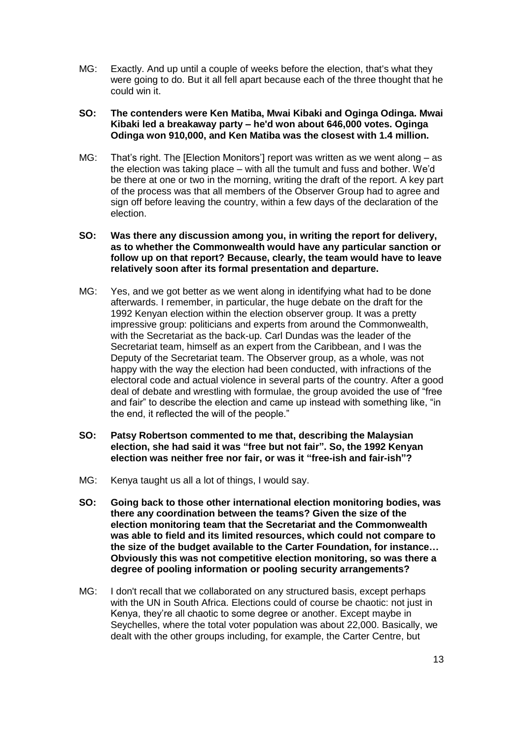MG: Exactly. And up until a couple of weeks before the election, that's what they were going to do. But it all fell apart because each of the three thought that he could win it.

**SO: The contenders were Ken Matiba, Mwai Kibaki and Oginga Odinga. Mwai Kibaki led a breakaway party – he'd won about 646,000 votes. Oginga Odinga won 910,000, and Ken Matiba was the closest with 1.4 million.**

MG: That's right. The [Election Monitors'] report was written as we went along – as the election was taking place – with all the tumult and fuss and bother. We'd be there at one or two in the morning, writing the draft of the report. A key part of the process was that all members of the Observer Group had to agree and sign off before leaving the country, within a few days of the declaration of the election.

**SO: Was there any discussion among you, in writing the report for delivery, as to whether the Commonwealth would have any particular sanction or follow up on that report? Because, clearly, the team would have to leave relatively soon after its formal presentation and departure.**

MG: Yes, and we got better as we went along in identifying what had to be done afterwards. I remember, in particular, the huge debate on the draft for the 1992 Kenyan election within the election observer group. It was a pretty impressive group: politicians and experts from around the Commonwealth, with the Secretariat as the back-up. Carl Dundas was the leader of the Secretariat team, himself as an expert from the Caribbean, and I was the Deputy of the Secretariat team. The Observer group, as a whole, was not happy with the way the election had been conducted, with infractions of the electoral code and actual violence in several parts of the country. After a good deal of debate and wrestling with formulae, the group avoided the use of "free and fair" to describe the election and came up instead with something like, "in the end, it reflected the will of the people."

**SO: Patsy Robertson commented to me that, describing the Malaysian election, she had said it was "free but not fair". So, the 1992 Kenyan election was neither free nor fair, or was it "free-ish and fair-ish"?**

MG: Kenya taught us all a lot of things, I would say.

**SO: Going back to those other international election monitoring bodies, was there any coordination between the teams? Given the size of the election monitoring team that the Secretariat and the Commonwealth was able to field and its limited resources, which could not compare to the size of the budget available to the Carter Foundation, for instance… Obviously this was not competitive election monitoring, so was there a degree of pooling information or pooling security arrangements?**

MG: I don't recall that we collaborated on any structured basis, except perhaps with the UN in South Africa. Elections could of course be chaotic: not just in Kenya, they're all chaotic to some degree or another. Except maybe in Seychelles, where the total voter population was about 22,000. Basically, we dealt with the other groups including, for example, the Carter Centre, but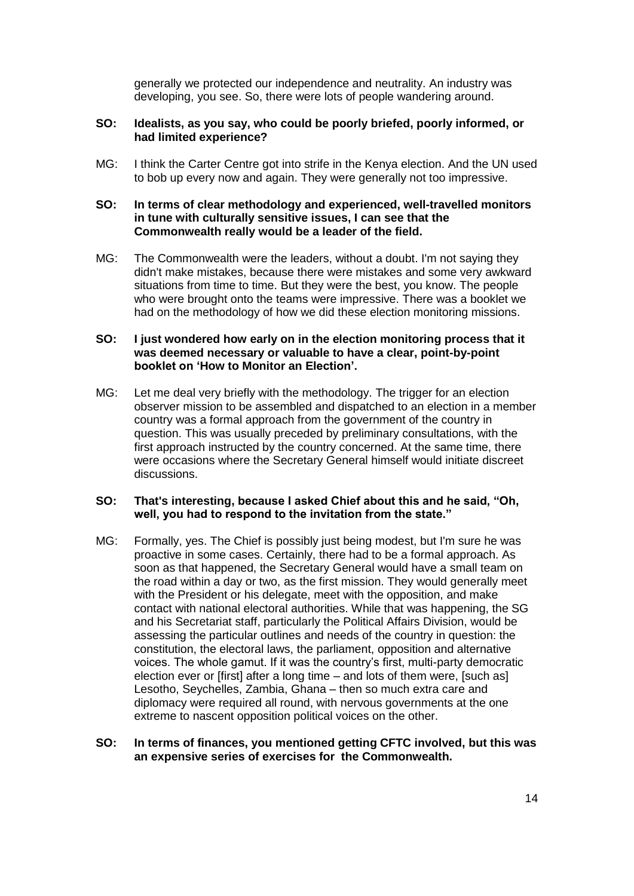generally we protected our independence and neutrality. An industry was developing, you see. So, there were lots of people wandering around.

**SO: Idealists, as you say, who could be poorly briefed, poorly informed, or had limited experience?**

MG: I think the Carter Centre got into strife in the Kenya election. And the UN used to bob up every now and again. They were generally not too impressive.

**SO: In terms of clear methodology and experienced, well-travelled monitors in tune with culturally sensitive issues, I can see that the Commonwealth really would be a leader of the field.**

MG: The Commonwealth were the leaders, without a doubt. I'm not saying they didn't make mistakes, because there were mistakes and some very awkward situations from time to time. But they were the best, you know. The people who were brought onto the teams were impressive. There was a booklet we had on the methodology of how we did these election monitoring missions.

**SO: I just wondered how early on in the election monitoring process that it was deemed necessary or valuable to have a clear, point-by-point booklet on 'How to Monitor an Election'.**

MG: Let me deal very briefly with the methodology. The trigger for an election observer mission to be assembled and dispatched to an election in a member country was a formal approach from the government of the country in question. This was usually preceded by preliminary consultations, with the first approach instructed by the country concerned. At the same time, there were occasions where the Secretary General himself would initiate discreet discussions.

**SO: That's interesting, because I asked Chief about this and he said, "Oh, well, you had to respond to the invitation from the state."**

MG: Formally, yes. The Chief is possibly just being modest, but I'm sure he was proactive in some cases. Certainly, there had to be a formal approach. As soon as that happened, the Secretary General would have a small team on the road within a day or two, as the first mission. They would generally meet with the President or his delegate, meet with the opposition, and make contact with national electoral authorities. While that was happening, the SG and his Secretariat staff, particularly the Political Affairs Division, would be assessing the particular outlines and needs of the country in question: the constitution, the electoral laws, the parliament, opposition and alternative voices. The whole gamut. If it was the country's first, multi-party democratic election ever or [first] after a long time – and lots of them were, [such as] Lesotho, Seychelles, Zambia, Ghana – then so much extra care and diplomacy were required all round, with nervous governments at the one extreme to nascent opposition political voices on the other.

**SO: In terms of finances, you mentioned getting CFTC involved, but this was an expensive series of exercises for the Commonwealth.**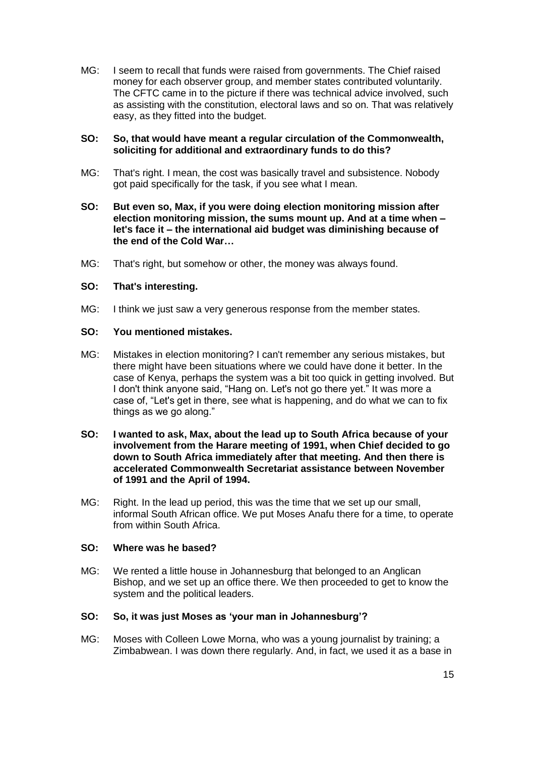MG: I seem to recall that funds were raised from governments. The Chief raised money for each observer group, and member states contributed voluntarily. The CFTC came in to the picture if there was technical advice involved, such as assisting with the constitution, electoral laws and so on. That was relatively easy, as they fitted into the budget.

**SO: So, that would have meant a regular circulation of the Commonwealth, soliciting for additional and extraordinary funds to do this?**

MG: That's right. I mean, the cost was basically travel and subsistence. Nobody got paid specifically for the task, if you see what I mean.

**SO: But even so, Max, if you were doing election monitoring mission after election monitoring mission, the sums mount up. And at a time when – let's face it – the international aid budget was diminishing because of the end of the Cold War…**

MG: That's right, but somehow or other, the money was always found.

**SO: That's interesting.**

MG: I think we just saw a very generous response from the member states.

**SO: You mentioned mistakes.**

MG: Mistakes in election monitoring? I can't remember any serious mistakes, but there might have been situations where we could have done it better. In the case of Kenya, perhaps the system was a bit too quick in getting involved. But I don't think anyone said, "Hang on. Let's not go there yet." It was more a case of, "Let's get in there, see what is happening, and do what we can to fix things as we go along."

**SO: I wanted to ask, Max, about the lead up to South Africa because of your involvement from the Harare meeting of 1991, when Chief decided to go down to South Africa immediately after that meeting. And then there is accelerated Commonwealth Secretariat assistance between November of 1991 and the April of 1994.**

MG: Right. In the lead up period, this was the time that we set up our small, informal South African office. We put Moses Anafu there for a time, to operate from within South Africa.

**SO: Where was he based?**

MG: We rented a little house in Johannesburg that belonged to an Anglican Bishop, and we set up an office there. We then proceeded to get to know the system and the political leaders.

**SO: So, it was just Moses as 'your man in Johannesburg'?**

MG: Moses with Colleen Lowe Morna, who was a young journalist by training; a Zimbabwean. I was down there regularly. And, in fact, we used it as a base in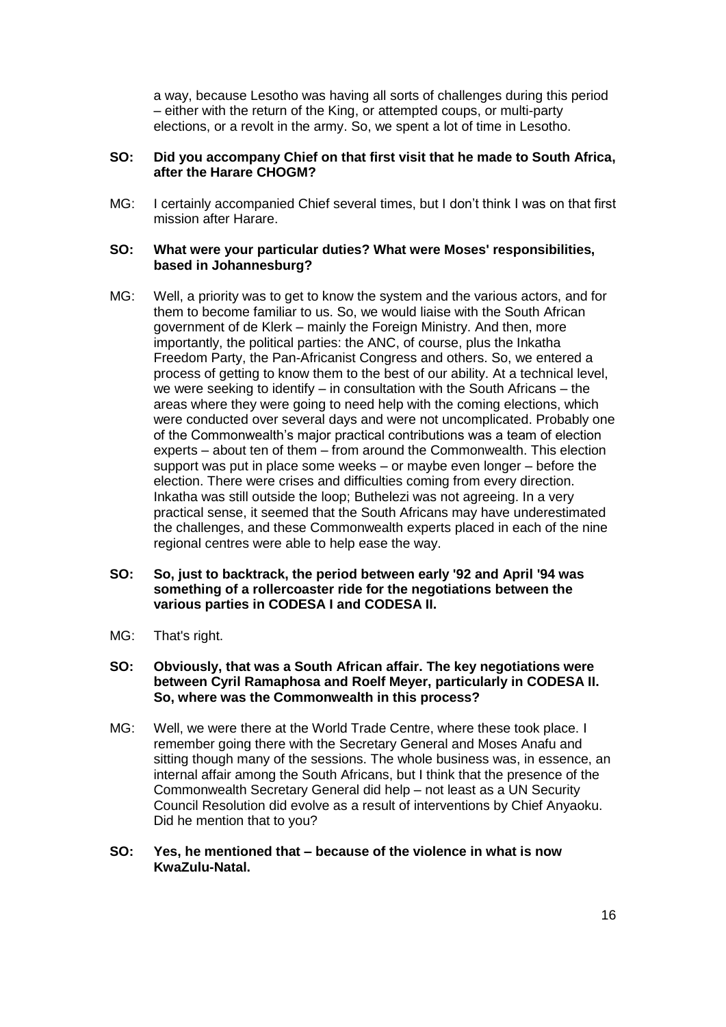a way, because Lesotho was having all sorts of challenges during this period – either with the return of the King, or attempted coups, or multi-party elections, or a revolt in the army. So, we spent a lot of time in Lesotho.

**SO: Did you accompany Chief on that first visit that he made to South Africa, after the Harare CHOGM?**

MG: I certainly accompanied Chief several times, but I don't think I was on that first mission after Harare.

**SO: What were your particular duties? What were Moses' responsibilities, based in Johannesburg?**

MG: Well, a priority was to get to know the system and the various actors, and for them to become familiar to us. So, we would liaise with the South African government of de Klerk – mainly the Foreign Ministry. And then, more importantly, the political parties: the ANC, of course, plus the Inkatha Freedom Party, the Pan-Africanist Congress and others. So, we entered a process of getting to know them to the best of our ability. At a technical level, we were seeking to identify – in consultation with the South Africans – the areas where they were going to need help with the coming elections, which were conducted over several days and were not uncomplicated. Probably one of the Commonwealth's major practical contributions was a team of election experts – about ten of them – from around the Commonwealth. This election support was put in place some weeks – or maybe even longer – before the election. There were crises and difficulties coming from every direction. Inkatha was still outside the loop; Buthelezi was not agreeing. In a very practical sense, it seemed that the South Africans may have underestimated the challenges, and these Commonwealth experts placed in each of the nine regional centres were able to help ease the way.

**SO: So, just to backtrack, the period between early '92 and April '94 was something of a rollercoaster ride for the negotiations between the various parties in CODESA I and CODESA II.**

MG: That's right.

**SO: Obviously, that was a South African affair. The key negotiations were between Cyril Ramaphosa and Roelf Meyer, particularly in CODESA II. So, where was the Commonwealth in this process?**

MG: Well, we were there at the World Trade Centre, where these took place. I remember going there with the Secretary General and Moses Anafu and sitting though many of the sessions. The whole business was, in essence, an internal affair among the South Africans, but I think that the presence of the Commonwealth Secretary General did help – not least as a UN Security Council Resolution did evolve as a result of interventions by Chief Anyaoku. Did he mention that to you?

**SO: Yes, he mentioned that – because of the violence in what is now KwaZulu-Natal.**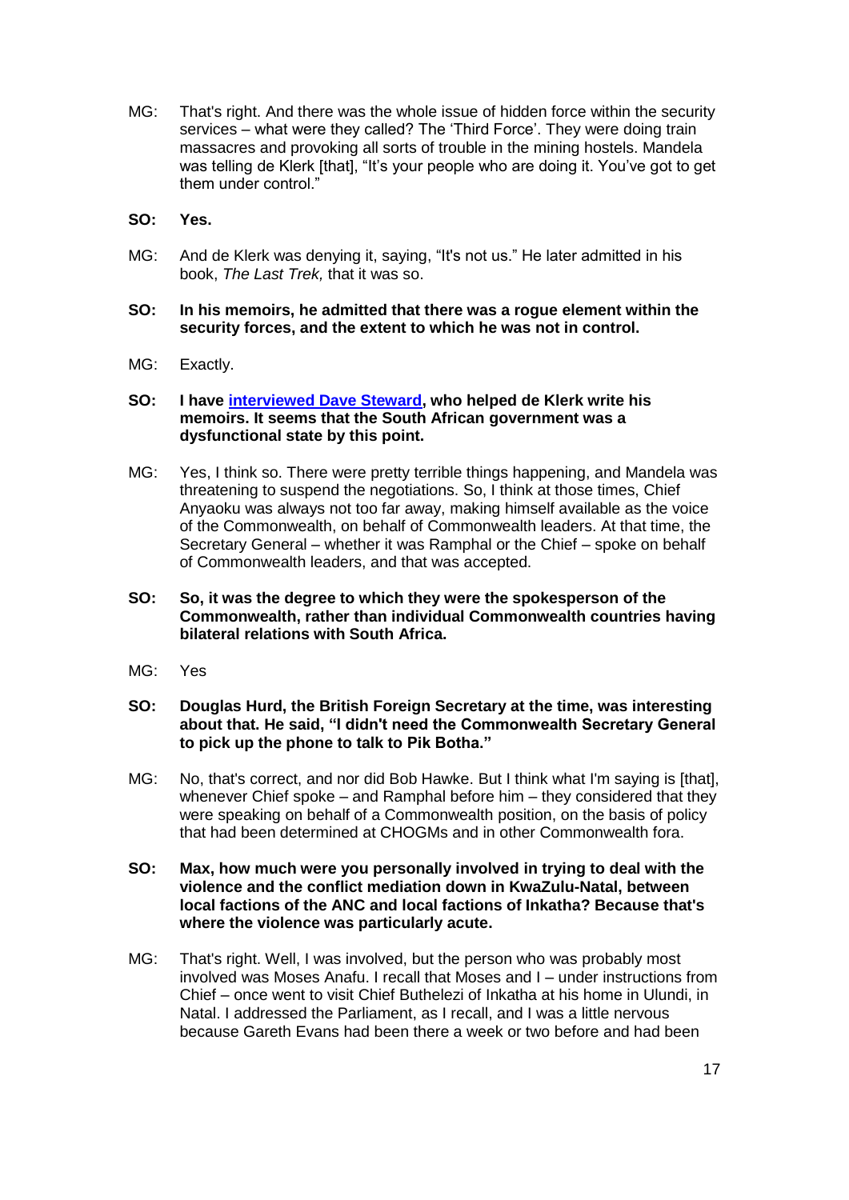MG: That's right. And there was the whole issue of hidden force within the security services – what were they called? The 'Third Force'. They were doing train massacres and provoking all sorts of trouble in the mining hostels. Mandela was telling de Klerk [that], "It's your people who are doing it. You've got to get them under control."

**SO: Yes.**

MG: And de Klerk was denying it, saying, "It's not us." He later admitted in his book, *The Last Trek,* that it was so.

**SO: In his memoirs, he admitted that there was a rogue element within the security forces, and the extent to which he was not in control.**

MG: Exactly.

**SO: I have interviewed Dave Steward, who helped de Klerk write his memoirs. It seems that the South African government was a dysfunctional state by this point.**

MG: Yes, I think so. There were pretty terrible things happening, and Mandela was threatening to suspend the negotiations. So, I think at those times, Chief Anyaoku was always not too far away, making himself available as the voice of the Commonwealth, on behalf of Commonwealth leaders. At that time, the Secretary General – whether it was Ramphal or the Chief – spoke on behalf of Commonwealth leaders, and that was accepted.

**SO: So, it was the degree to which they were the spokesperson of the Commonwealth, rather than individual Commonwealth countries having bilateral relations with South Africa.**

MG: Yes

**SO: Douglas Hurd, the British Foreign Secretary at the time, was interesting about that. He said, "I didn't need the Commonwealth Secretary General to pick up the phone to talk to Pik Botha."**

MG: No, that's correct, and nor did Bob Hawke. But I think what I'm saying is [that], whenever Chief spoke – and Ramphal before him – they considered that they were speaking on behalf of a Commonwealth position, on the basis of policy that had been determined at CHOGMs and in other Commonwealth fora.

**SO: Max, how much were you personally involved in trying to deal with the violence and the conflict mediation down in KwaZulu-Natal, between local factions of the ANC and local factions of Inkatha? Because that's where the violence was particularly acute.**

MG: That's right. Well, I was involved, but the person who was probably most involved was Moses Anafu. I recall that Moses and I – under instructions from Chief – once went to visit Chief Buthelezi of Inkatha at his home in Ulundi, in Natal. I addressed the Parliament, as I recall, and I was a little nervous because Gareth Evans had been there a week or two before and had been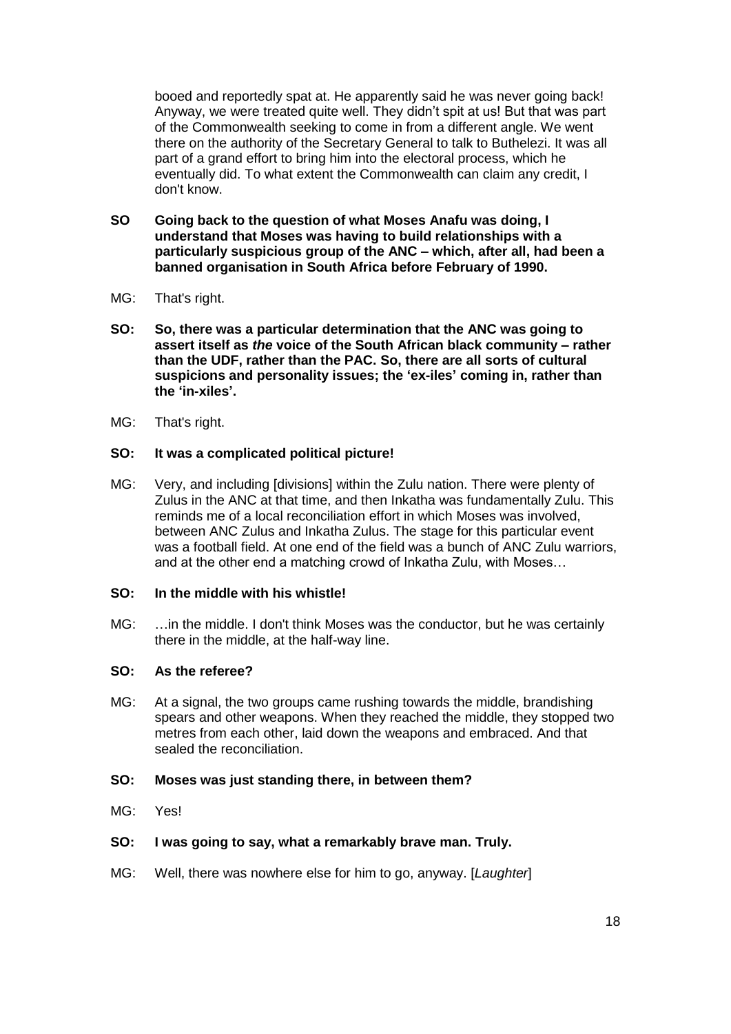booed and reportedly spat at. He apparently said he was never going back! Anyway, we were treated quite well. They didn't spit at us! But that was part of the Commonwealth seeking to come in from a different angle. We went there on the authority of the Secretary General to talk to Buthelezi. It was all part of a grand effort to bring him into the electoral process, which he eventually did. To what extent the Commonwealth can claim any credit, I don't know.

**SO Going back to the question of what Moses Anafu was doing, I understand that Moses was having to build relationships with a particularly suspicious group of the ANC – which, after all, had been a banned organisation in South Africa before February of 1990.**

MG: That's right.

**SO: So, there was a particular determination that the ANC was going to assert itself as *the* voice of the South African black community – rather than the UDF, rather than the PAC. So, there are all sorts of cultural suspicions and personality issues; the 'ex-iles' coming in, rather than the 'in-xiles'.**

MG: That's right.

**SO: It was a complicated political picture!**

MG: Very, and including [divisions] within the Zulu nation. There were plenty of Zulus in the ANC at that time, and then Inkatha was fundamentally Zulu. This reminds me of a local reconciliation effort in which Moses was involved, between ANC Zulus and Inkatha Zulus. The stage for this particular event was a football field. At one end of the field was a bunch of ANC Zulu warriors, and at the other end a matching crowd of Inkatha Zulu, with Moses…

**SO: In the middle with his whistle!**

MG: …in the middle. I don't think Moses was the conductor, but he was certainly there in the middle, at the half-way line.

**SO: As the referee?**

MG: At a signal, the two groups came rushing towards the middle, brandishing spears and other weapons. When they reached the middle, they stopped two metres from each other, laid down the weapons and embraced. And that sealed the reconciliation.

**SO: Moses was just standing there, in between them?**

MG: Yes!

**SO: I was going to say, what a remarkably brave man. Truly.**

MG: Well, there was nowhere else for him to go, anyway. [*Laughter*]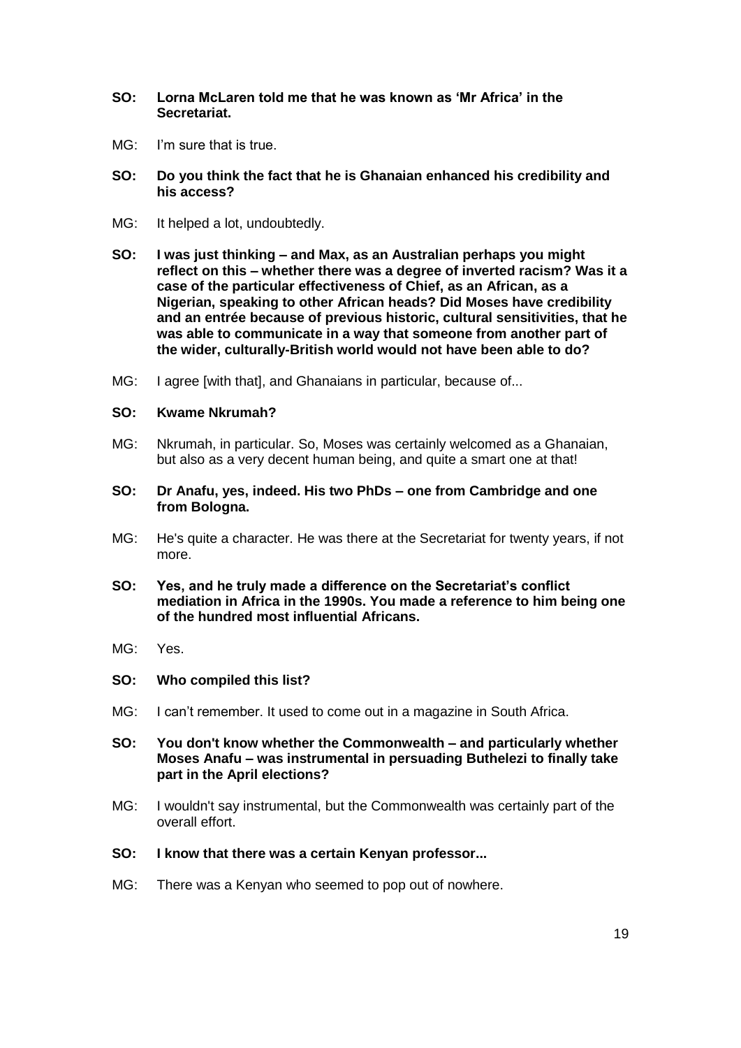**SO: Lorna McLaren told me that he was known as 'Mr Africa' in the Secretariat.**

MG: I'm sure that is true.

**SO: Do you think the fact that he is Ghanaian enhanced his credibility and his access?**

MG: It helped a lot, undoubtedly.

**SO: I was just thinking – and Max, as an Australian perhaps you might reflect on this – whether there was a degree of inverted racism? Was it a case of the particular effectiveness of Chief, as an African, as a Nigerian, speaking to other African heads? Did Moses have credibility and an entrée because of previous historic, cultural sensitivities, that he was able to communicate in a way that someone from another part of the wider, culturally-British world would not have been able to do?**

MG: I agree [with that], and Ghanaians in particular, because of...

**SO: Kwame Nkrumah?**

MG: Nkrumah, in particular. So, Moses was certainly welcomed as a Ghanaian, but also as a very decent human being, and quite a smart one at that!

**SO: Dr Anafu, yes, indeed. His two PhDs – one from Cambridge and one from Bologna.**

MG: He's quite a character. He was there at the Secretariat for twenty years, if not more.

**SO: Yes, and he truly made a difference on the Secretariat's conflict mediation in Africa in the 1990s. You made a reference to him being one of the hundred most influential Africans.**

MG: Yes.

**SO: Who compiled this list?**

MG: I can't remember. It used to come out in a magazine in South Africa.

**SO: You don't know whether the Commonwealth – and particularly whether Moses Anafu – was instrumental in persuading Buthelezi to finally take part in the April elections?**

MG: I wouldn't say instrumental, but the Commonwealth was certainly part of the overall effort.

**SO: I know that there was a certain Kenyan professor...**

MG: There was a Kenyan who seemed to pop out of nowhere.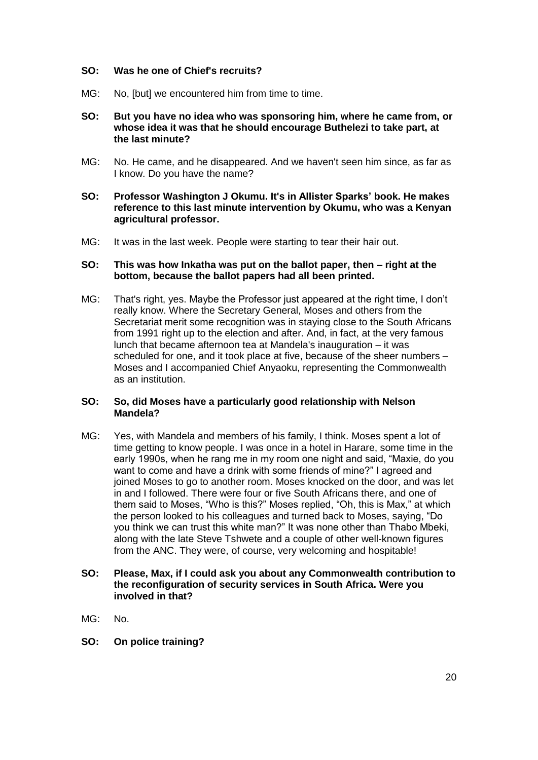**SO: Was he one of Chief's recruits?**

MG: No, [but] we encountered him from time to time.

**SO: But you have no idea who was sponsoring him, where he came from, or whose idea it was that he should encourage Buthelezi to take part, at the last minute?**

MG: No. He came, and he disappeared. And we haven't seen him since, as far as I know. Do you have the name?

**SO: Professor Washington J Okumu. It's in Allister Sparks' book. He makes reference to this last minute intervention by Okumu, who was a Kenyan agricultural professor.**

MG: It was in the last week. People were starting to tear their hair out.

**SO: This was how Inkatha was put on the ballot paper, then – right at the bottom, because the ballot papers had all been printed.**

MG: That's right, yes. Maybe the Professor just appeared at the right time, I don't really know. Where the Secretary General, Moses and others from the Secretariat merit some recognition was in staying close to the South Africans from 1991 right up to the election and after. And, in fact, at the very famous lunch that became afternoon tea at Mandela's inauguration – it was scheduled for one, and it took place at five, because of the sheer numbers – Moses and I accompanied Chief Anyaoku, representing the Commonwealth as an institution.

**SO: So, did Moses have a particularly good relationship with Nelson Mandela?**

MG: Yes, with Mandela and members of his family, I think. Moses spent a lot of time getting to know people. I was once in a hotel in Harare, some time in the early 1990s, when he rang me in my room one night and said, "Maxie, do you want to come and have a drink with some friends of mine?" I agreed and joined Moses to go to another room. Moses knocked on the door, and was let in and I followed. There were four or five South Africans there, and one of them said to Moses, "Who is this?" Moses replied, "Oh, this is Max," at which the person looked to his colleagues and turned back to Moses, saying, "Do you think we can trust this white man?" It was none other than Thabo Mbeki, along with the late Steve Tshwete and a couple of other well-known figures from the ANC. They were, of course, very welcoming and hospitable!

**SO: Please, Max, if I could ask you about any Commonwealth contribution to the reconfiguration of security services in South Africa. Were you involved in that?**

MG: No.

**SO: On police training?**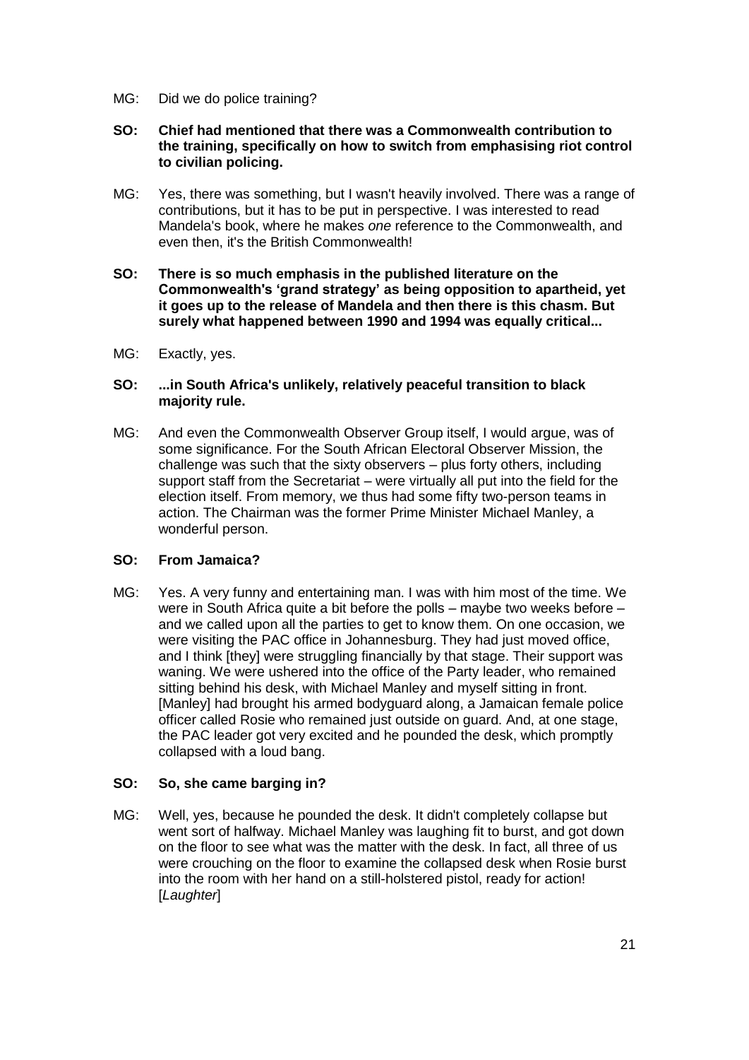MG: Did we do police training?

**SO: Chief had mentioned that there was a Commonwealth contribution to the training, specifically on how to switch from emphasising riot control to civilian policing.**

MG: Yes, there was something, but I wasn't heavily involved. There was a range of contributions, but it has to be put in perspective. I was interested to read Mandela's book, where he makes *one* reference to the Commonwealth, and even then, it's the British Commonwealth!

**SO: There is so much emphasis in the published literature on the Commonwealth's 'grand strategy' as being opposition to apartheid, yet it goes up to the release of Mandela and then there is this chasm. But surely what happened between 1990 and 1994 was equally critical...**

MG: Exactly, yes.

**SO: ...in South Africa's unlikely, relatively peaceful transition to black majority rule.**

MG: And even the Commonwealth Observer Group itself, I would argue, was of some significance. For the South African Electoral Observer Mission, the challenge was such that the sixty observers – plus forty others, including support staff from the Secretariat – were virtually all put into the field for the election itself. From memory, we thus had some fifty two-person teams in action. The Chairman was the former Prime Minister Michael Manley, a wonderful person.

**SO: From Jamaica?**

MG: Yes. A very funny and entertaining man. I was with him most of the time. We were in South Africa quite a bit before the polls – maybe two weeks before – and we called upon all the parties to get to know them. On one occasion, we were visiting the PAC office in Johannesburg. They had just moved office, and I think [they] were struggling financially by that stage. Their support was waning. We were ushered into the office of the Party leader, who remained sitting behind his desk, with Michael Manley and myself sitting in front. [Manley] had brought his armed bodyguard along, a Jamaican female police officer called Rosie who remained just outside on guard. And, at one stage, the PAC leader got very excited and he pounded the desk, which promptly collapsed with a loud bang.

**SO: So, she came barging in?**

MG: Well, yes, because he pounded the desk. It didn't completely collapse but went sort of halfway. Michael Manley was laughing fit to burst, and got down on the floor to see what was the matter with the desk. In fact, all three of us were crouching on the floor to examine the collapsed desk when Rosie burst into the room with her hand on a still-holstered pistol, ready for action! [*Laughter*]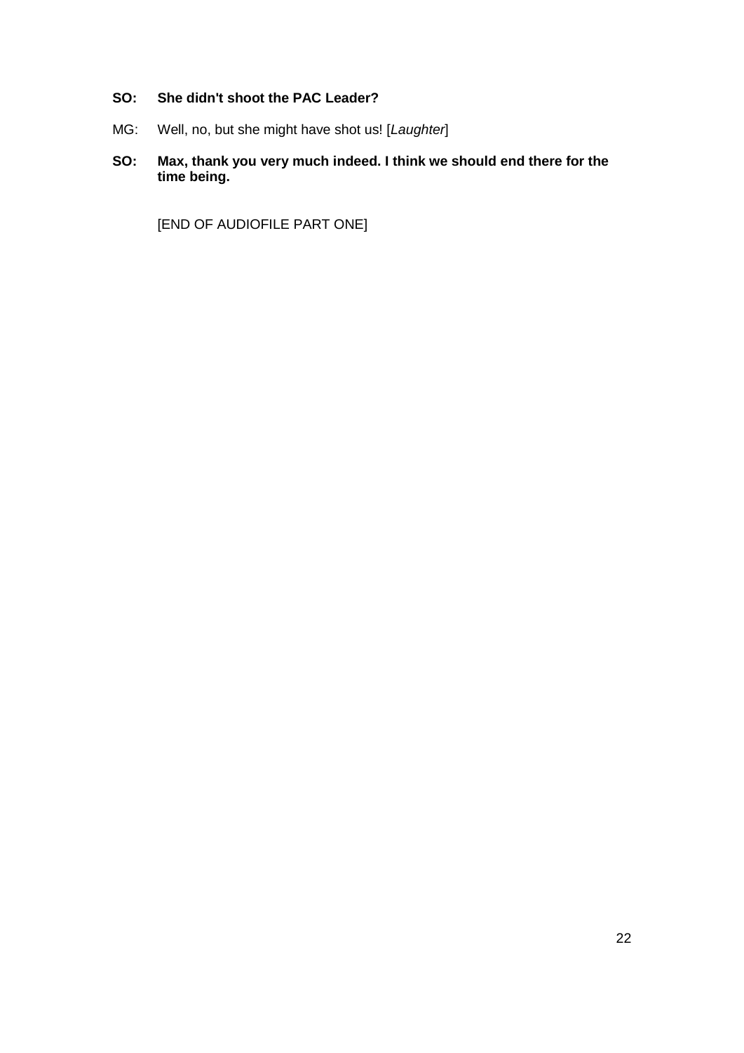**SO: She didn't shoot the PAC Leader?**

MG: Well, no, but she might have shot us! [*Laughter*]

**SO: Max, thank you very much indeed. I think we should end there for the time being.**

[END OF AUDIOFILE PART ONE]